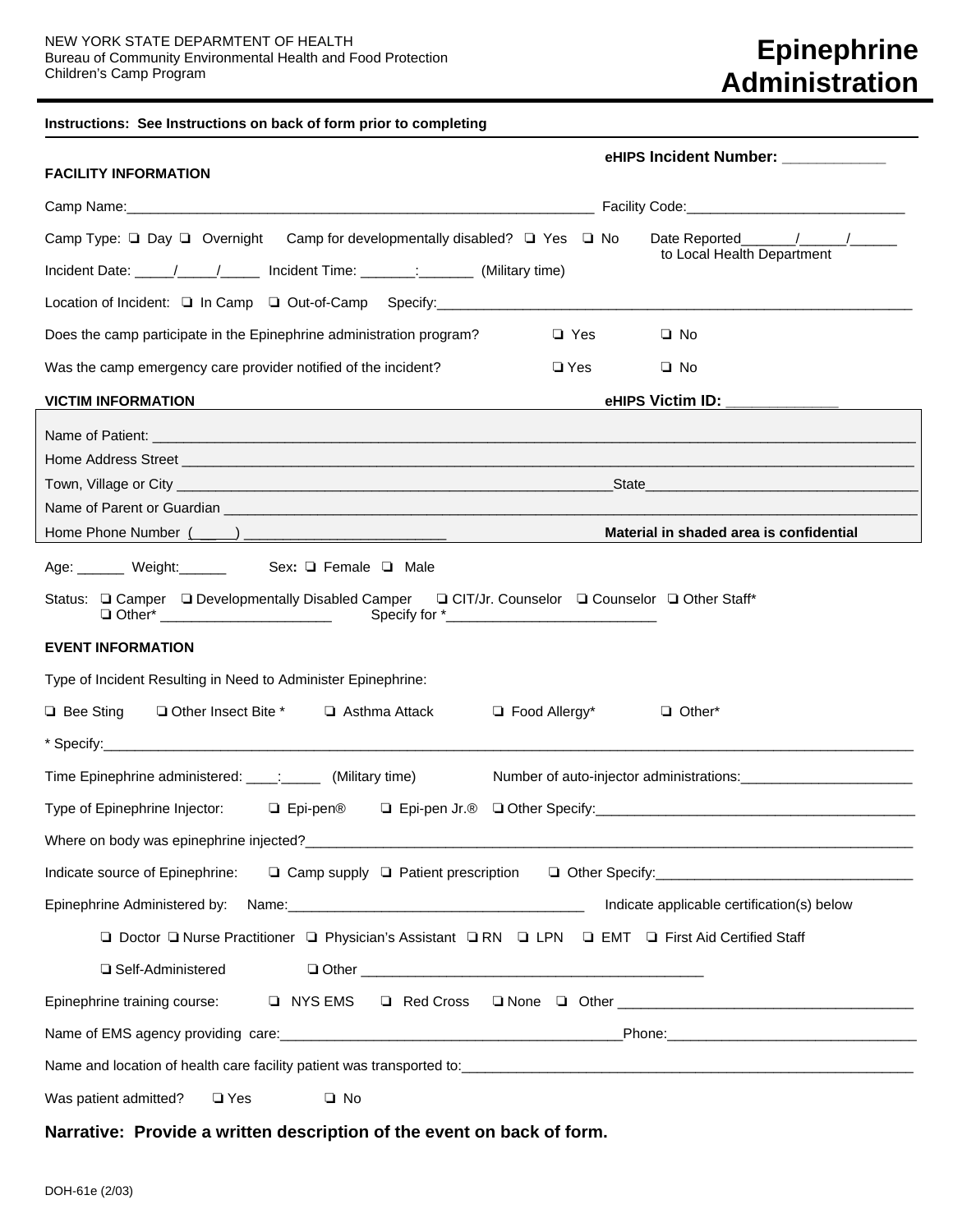NEW YORK STATE DEPARMTENT OF HEALTH
Bureau of Community Environmental Health and Food Protection
Children's Camp Program

# Epinephrine Administration

**Instructions: See Instructions on back of form prior to completing**

**eHIPS Incident Number:** ____________

**FACILITY INFORMATION**

Camp Name:_______________________________________________________________ Facility Code:____________________________

Camp Type: ❑ Day ❑ Overnight   Camp for developmentally disabled? ❑ Yes ❑ No   Date Reported______/______/______ to Local Health Department

Incident Date: _____/_____/_____ Incident Time: _______:_______ (Military time)

Location of Incident: ❑ In Camp ❑ Out-of-Camp Specify:_______________________________________________________________

Does the camp participate in the Epinephrine administration program? ❑ Yes ❑ No

Was the camp emergency care provider notified of the incident? ❑ Yes ❑ No

**VICTIM INFORMATION** **eHIPS Victim ID:** _____________

Name of Patient: _______________________________________________________________________________________________

Home Address Street ____________________________________________________________________________________________

Town, Village or City ________________________________________________________State___________________________________

Name of Parent or Guardian _____________________________________________________________________________________

Home Phone Number (____) _________________________ **Material in shaded area is confidential**

Age: ______ Weight:______ Sex: ❑ Female ❑ Male

Status: ❑ Camper ❑ Developmentally Disabled Camper ❑ CIT/Jr. Counselor ❑ Counselor ❑ Other Staff*
❑ Other* ______________________ Specify for *___________________________

**EVENT INFORMATION**

Type of Incident Resulting in Need to Administer Epinephrine:

❑ Bee Sting ❑ Other Insect Bite * ❑ Asthma Attack ❑ Food Allergy* ❑ Other*

* Specify:______________________________________________________________________________________________________

Time Epinephrine administered: ____:_____ (Military time) Number of auto-injector administrations:______________________

Type of Epinephrine Injector: ❑ Epi-pen® ❑ Epi-pen Jr.® ❑ Other Specify:_________________________________________

Where on body was epinephrine injected?__________________________________________________________________________

Indicate source of Epinephrine: ❑ Camp supply ❑ Patient prescription ❑ Other Specify:_________________________________

Epinephrine Administered by: Name:______________________________________ Indicate applicable certification(s) below

❑ Doctor ❑ Nurse Practitioner ❑ Physician's Assistant ❑ RN ❑ LPN ❑ EMT ❑ First Aid Certified Staff

❑ Self-Administered ❑ Other ____________________________________________

Epinephrine training course: ❑ NYS EMS ❑ Red Cross ❑ None ❑ Other _____________________________________

Name of EMS agency providing care:_____________________________________________Phone:________________________________

Name and location of health care facility patient was transported to:_____________________________________________________________

Was patient admitted? ❑ Yes ❑ No

**Narrative: Provide a written description of the event on back of form.**

DOH-61e (2/03)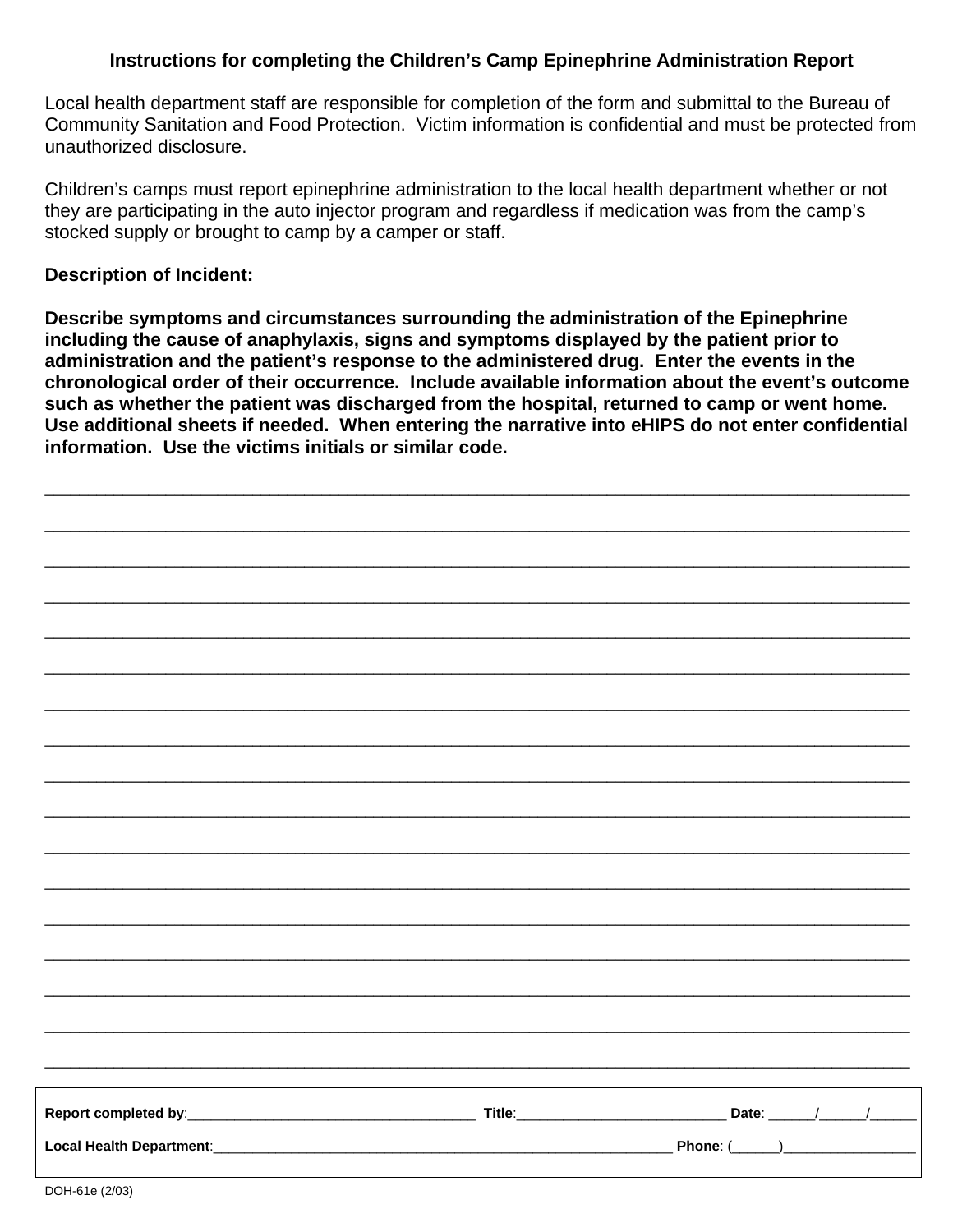### Instructions for completing the Children's Camp Epinephrine Administration Report

Local health department staff are responsible for completion of the form and submittal to the Bureau of Community Sanitation and Food Protection. Victim information is confidential and must be protected from unauthorized disclosure.

Children's camps must report epinephrine administration to the local health department whether or not they are participating in the auto injector program and regardless if medication was from the camp's stocked supply or brought to camp by a camper or staff.

**Description of Incident:**

**Describe symptoms and circumstances surrounding the administration of the Epinephrine including the cause of anaphylaxis, signs and symptoms displayed by the patient prior to administration and the patient's response to the administered drug. Enter the events in the chronological order of their occurrence. Include available information about the event's outcome such as whether the patient was discharged from the hospital, returned to camp or went home. Use additional sheets if needed. When entering the narrative into eHIPS do not enter confidential information. Use the victims initials or similar code.**

_____________________________________________________________________________________

_____________________________________________________________________________________

_____________________________________________________________________________________

_____________________________________________________________________________________

_____________________________________________________________________________________

_____________________________________________________________________________________

_____________________________________________________________________________________

_____________________________________________________________________________________

_____________________________________________________________________________________

_____________________________________________________________________________________

_____________________________________________________________________________________

_____________________________________________________________________________________

_____________________________________________________________________________________

_____________________________________________________________________________________

_____________________________________________________________________________________

_____________________________________________________________________________________

_____________________________________________________________________________________

**Report completed by**:_____________________________________ **Title**:___________________________ **Date**: ______/______/______

**Local Health Department**:_____________________________________________________________ **Phone**: (______)_________________

DOH-61e (2/03)